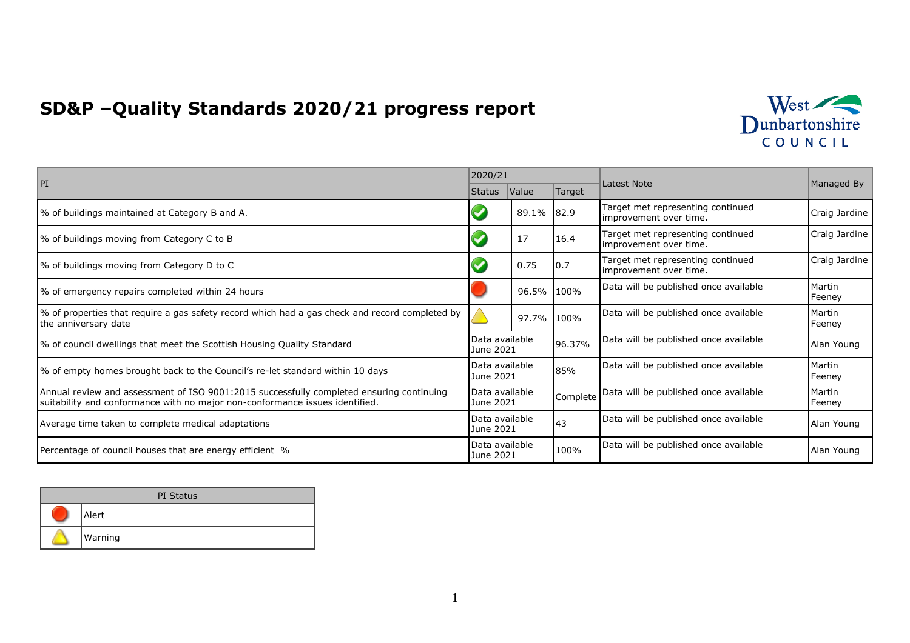# SD&P –Quality Standards 2020/21 progress report

West Dunbartonshire COUNCIL

| PI | 2020/21 | | | Latest Note | Managed By |
|---|---|---|---|---|---|
| | Status | Value | Target | | |
| % of buildings maintained at Category B and A. | ✔ | 89.1% | 82.9 | Target met representing continued improvement over time. | Craig Jardine |
| % of buildings moving from Category C to B | ✔ | 17 | 16.4 | Target met representing continued improvement over time. | Craig Jardine |
| % of buildings moving from Category D to C | ✔ | 0.75 | 0.7 | Target met representing continued improvement over time. | Craig Jardine |
| % of emergency repairs completed within 24 hours | Alert | 96.5% | 100% | Data will be published once available | Martin Feeney |
| % of properties that require a gas safety record which had a gas check and record completed by the anniversary date | Warning | 97.7% | 100% | Data will be published once available | Martin Feeney |
| % of council dwellings that meet the Scottish Housing Quality Standard | Data available June 2021 | | 96.37% | Data will be published once available | Alan Young |
| % of empty homes brought back to the Council's re-let standard within 10 days | Data available June 2021 | | 85% | Data will be published once available | Martin Feeney |
| Annual review and assessment of ISO 9001:2015 successfully completed ensuring continuing suitability and conformance with no major non-conformance issues identified. | Data available June 2021 | | Complete | Data will be published once available | Martin Feeney |
| Average time taken to complete medical adaptations | Data available June 2021 | | 43 | Data will be published once available | Alan Young |
| Percentage of council houses that are energy efficient % | Data available June 2021 | | 100% | Data will be published once available | Alan Young |

| PI Status | |
|---|---|
| (red) | Alert |
| (yellow) | Warning |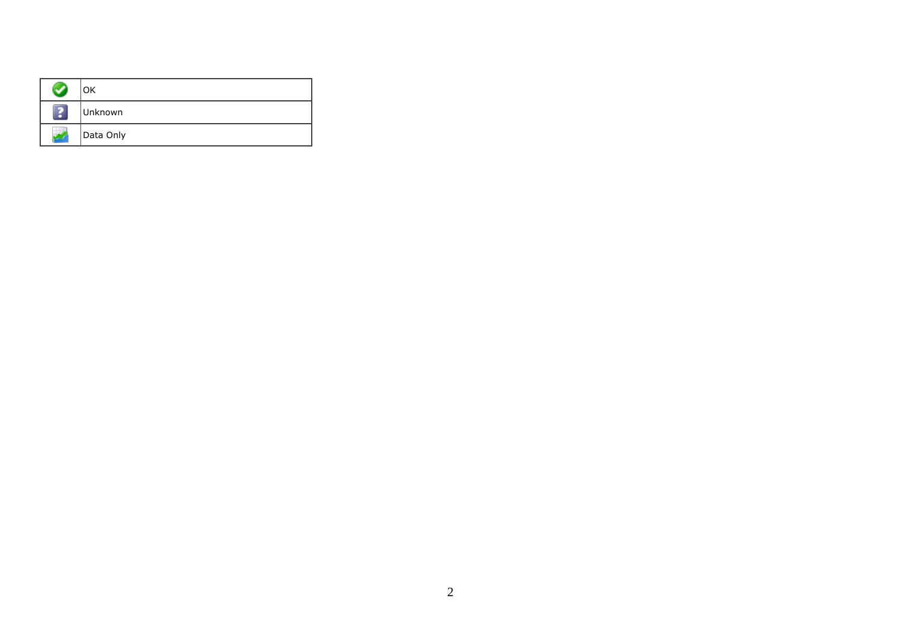| | |
|---|---|
| | OK |
| | Unknown |
| | Data Only |